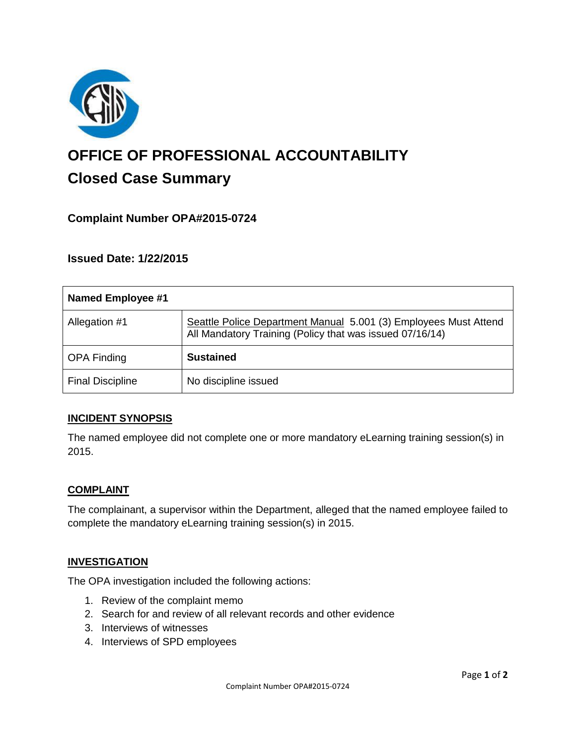# OFFICE OF PROFESSIONAL ACCOUNTABILITY

## Closed Case Summary

### Complaint Number OPA#2015-0724

### Issued Date: 1/22/2015

| Named Employee #1 | |
|---|---|
| Allegation #1 | Seattle Police Department Manual 5.001 (3) Employees Must Attend All Mandatory Training (Policy that was issued 07/16/14) |
| OPA Finding | **Sustained** |
| Final Discipline | No discipline issued |

**INCIDENT SYNOPSIS**

The named employee did not complete one or more mandatory eLearning training session(s) in 2015.

**COMPLAINT**

The complainant, a supervisor within the Department, alleged that the named employee failed to complete the mandatory eLearning training session(s) in 2015.

**INVESTIGATION**

The OPA investigation included the following actions:

1. Review of the complaint memo
2. Search for and review of all relevant records and other evidence
3. Interviews of witnesses
4. Interviews of SPD employees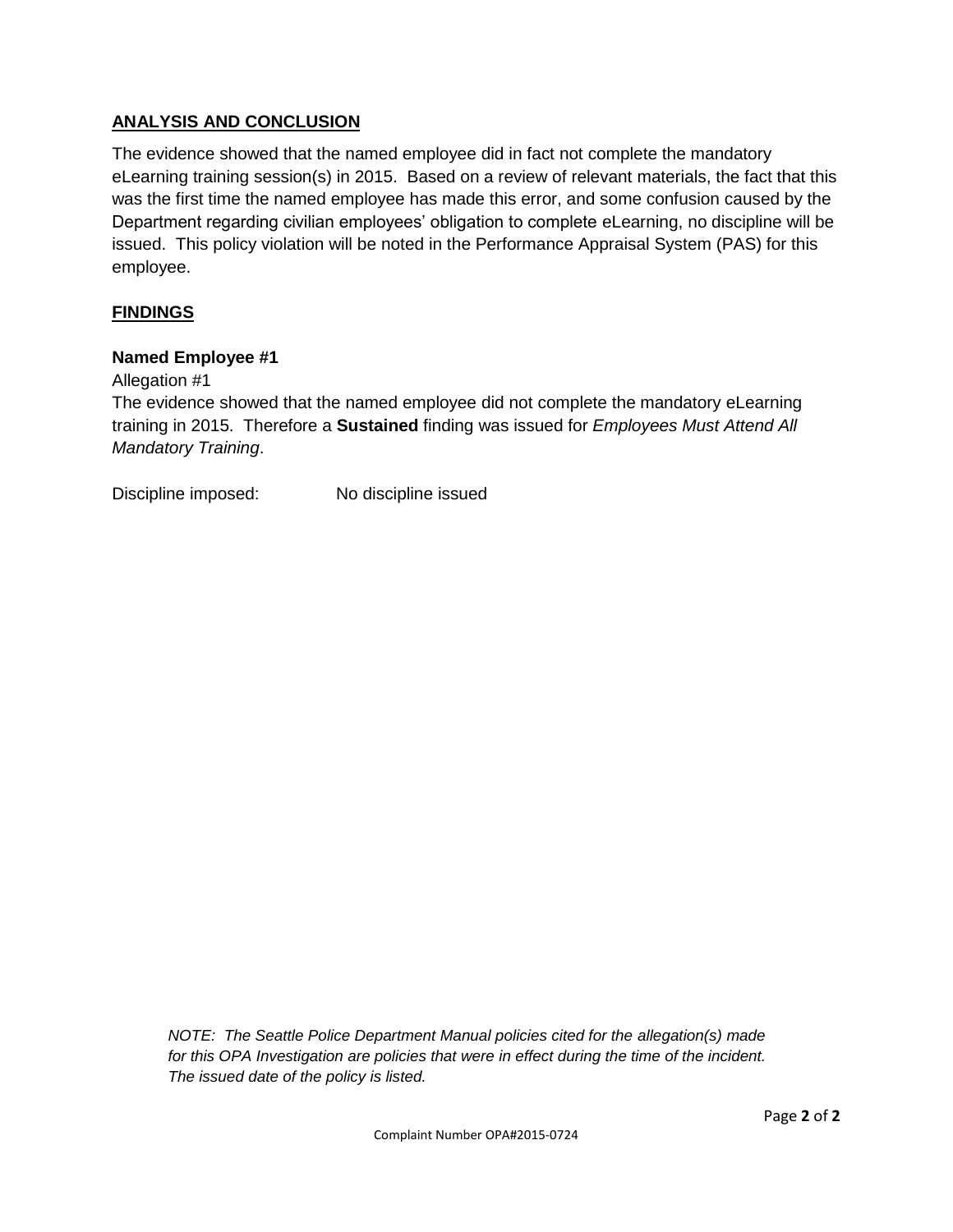## ANALYSIS AND CONCLUSION

The evidence showed that the named employee did in fact not complete the mandatory eLearning training session(s) in 2015. Based on a review of relevant materials, the fact that this was the first time the named employee has made this error, and some confusion caused by the Department regarding civilian employees' obligation to complete eLearning, no discipline will be issued. This policy violation will be noted in the Performance Appraisal System (PAS) for this employee.

## FINDINGS

**Named Employee #1**

Allegation #1

The evidence showed that the named employee did not complete the mandatory eLearning training in 2015. Therefore a **Sustained** finding was issued for *Employees Must Attend All Mandatory Training*.

Discipline imposed: No discipline issued

*NOTE: The Seattle Police Department Manual policies cited for the allegation(s) made for this OPA Investigation are policies that were in effect during the time of the incident. The issued date of the policy is listed.*

Complaint Number OPA#2015-0724